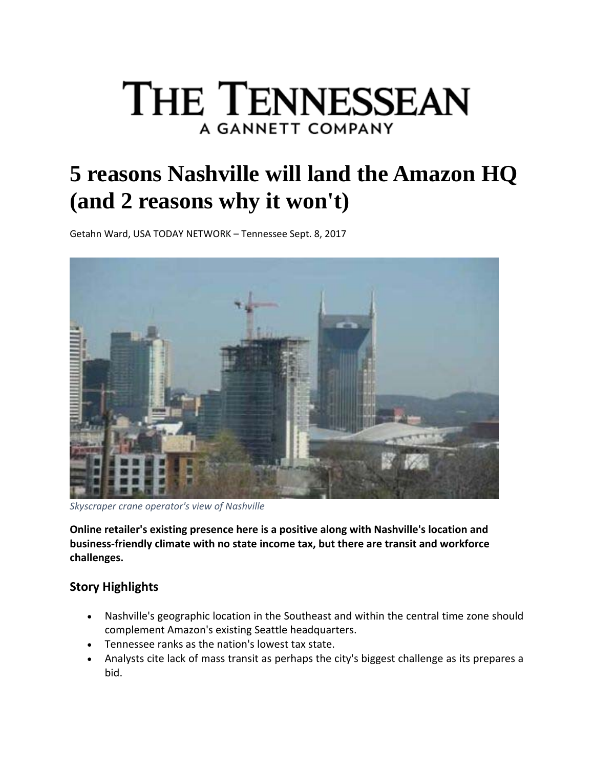# THE TENNESSEAN

A GANNETT COMPANY

# 5 reasons Nashville will land the Amazon HQ (and 2 reasons why it won't)

Getahn Ward, USA TODAY NETWORK – Tennessee Sept. 8, 2017

*Skyscraper crane operator's view of Nashville*

**Online retailer's existing presence here is a positive along with Nashville's location and business-friendly climate with no state income tax, but there are transit and workforce challenges.**

## Story Highlights

- Nashville's geographic location in the Southeast and within the central time zone should complement Amazon's existing Seattle headquarters.
- Tennessee ranks as the nation's lowest tax state.
- Analysts cite lack of mass transit as perhaps the city's biggest challenge as its prepares a bid.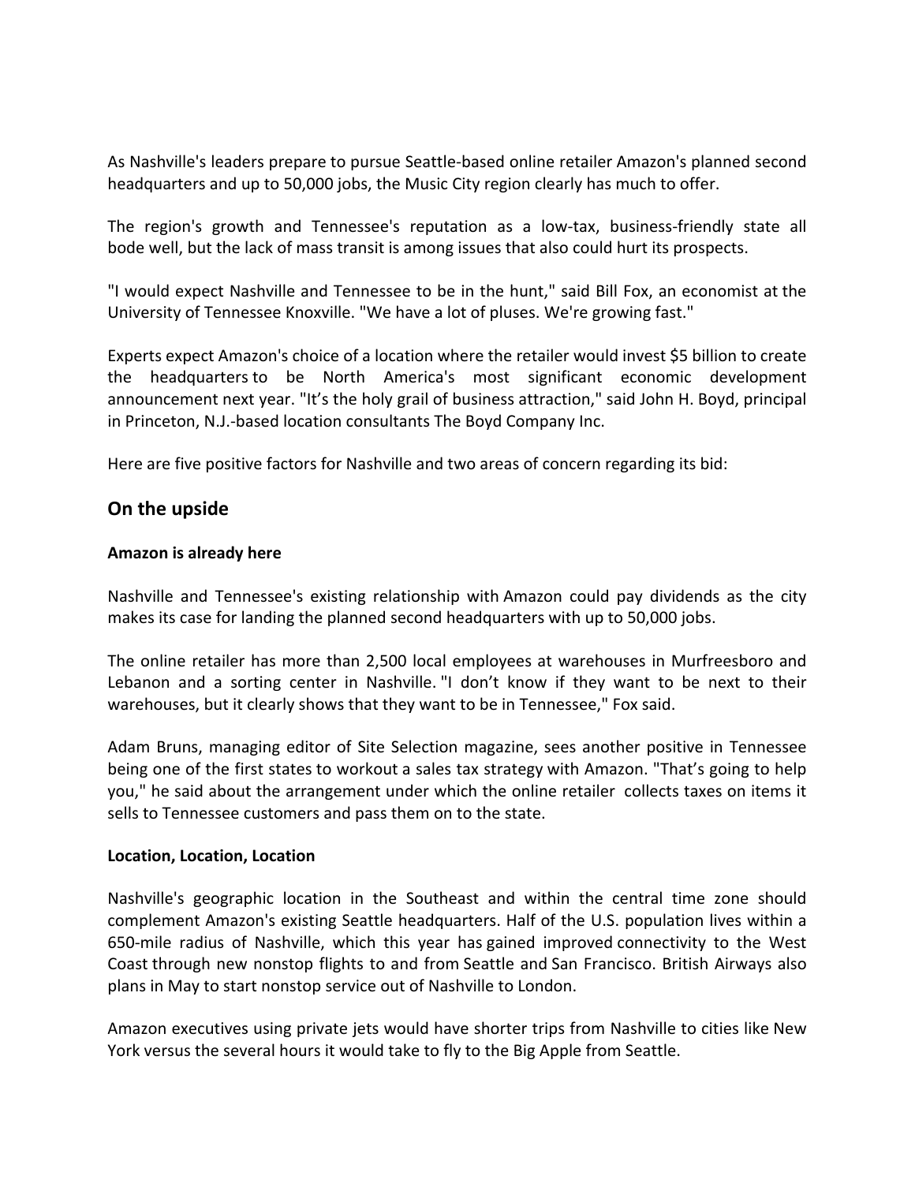As Nashville's leaders prepare to pursue Seattle-based online retailer Amazon's planned second headquarters and up to 50,000 jobs, the Music City region clearly has much to offer.

The region's growth and Tennessee's reputation as a low-tax, business-friendly state all bode well, but the lack of mass transit is among issues that also could hurt its prospects.

"I would expect Nashville and Tennessee to be in the hunt," said Bill Fox, an economist at the University of Tennessee Knoxville. "We have a lot of pluses. We're growing fast."

Experts expect Amazon's choice of a location where the retailer would invest $5 billion to create the headquarters to be North America's most significant economic development announcement next year. "It's the holy grail of business attraction," said John H. Boyd, principal in Princeton, N.J.-based location consultants The Boyd Company Inc.

Here are five positive factors for Nashville and two areas of concern regarding its bid:

## On the upside

**Amazon is already here**

Nashville and Tennessee's existing relationship with Amazon could pay dividends as the city makes its case for landing the planned second headquarters with up to 50,000 jobs.

The online retailer has more than 2,500 local employees at warehouses in Murfreesboro and Lebanon and a sorting center in Nashville. "I don't know if they want to be next to their warehouses, but it clearly shows that they want to be in Tennessee," Fox said.

Adam Bruns, managing editor of Site Selection magazine, sees another positive in Tennessee being one of the first states to workout a sales tax strategy with Amazon. "That's going to help you," he said about the arrangement under which the online retailer collects taxes on items it sells to Tennessee customers and pass them on to the state.

**Location, Location, Location**

Nashville's geographic location in the Southeast and within the central time zone should complement Amazon's existing Seattle headquarters. Half of the U.S. population lives within a 650-mile radius of Nashville, which this year has gained improved connectivity to the West Coast through new nonstop flights to and from Seattle and San Francisco. British Airways also plans in May to start nonstop service out of Nashville to London.

Amazon executives using private jets would have shorter trips from Nashville to cities like New York versus the several hours it would take to fly to the Big Apple from Seattle.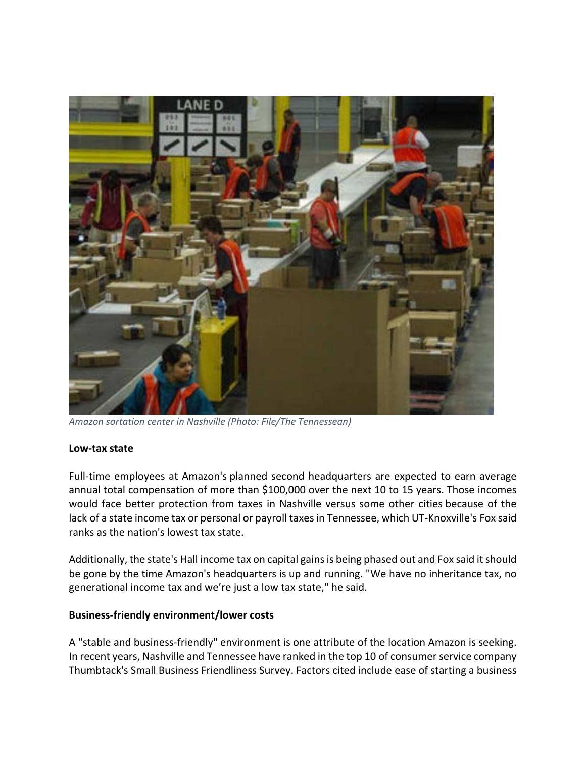*Amazon sortation center in Nashville (Photo: File/The Tennessean)*

**Low-tax state**

Full-time employees at Amazon's planned second headquarters are expected to earn average annual total compensation of more than $100,000 over the next 10 to 15 years. Those incomes would face better protection from taxes in Nashville versus some other cities because of the lack of a state income tax or personal or payroll taxes in Tennessee, which UT-Knoxville's Fox said ranks as the nation's lowest tax state.

Additionally, the state's Hall income tax on capital gains is being phased out and Fox said it should be gone by the time Amazon's headquarters is up and running. "We have no inheritance tax, no generational income tax and we're just a low tax state," he said.

**Business-friendly environment/lower costs**

A "stable and business-friendly" environment is one attribute of the location Amazon is seeking. In recent years, Nashville and Tennessee have ranked in the top 10 of consumer service company Thumbtack's Small Business Friendliness Survey. Factors cited include ease of starting a business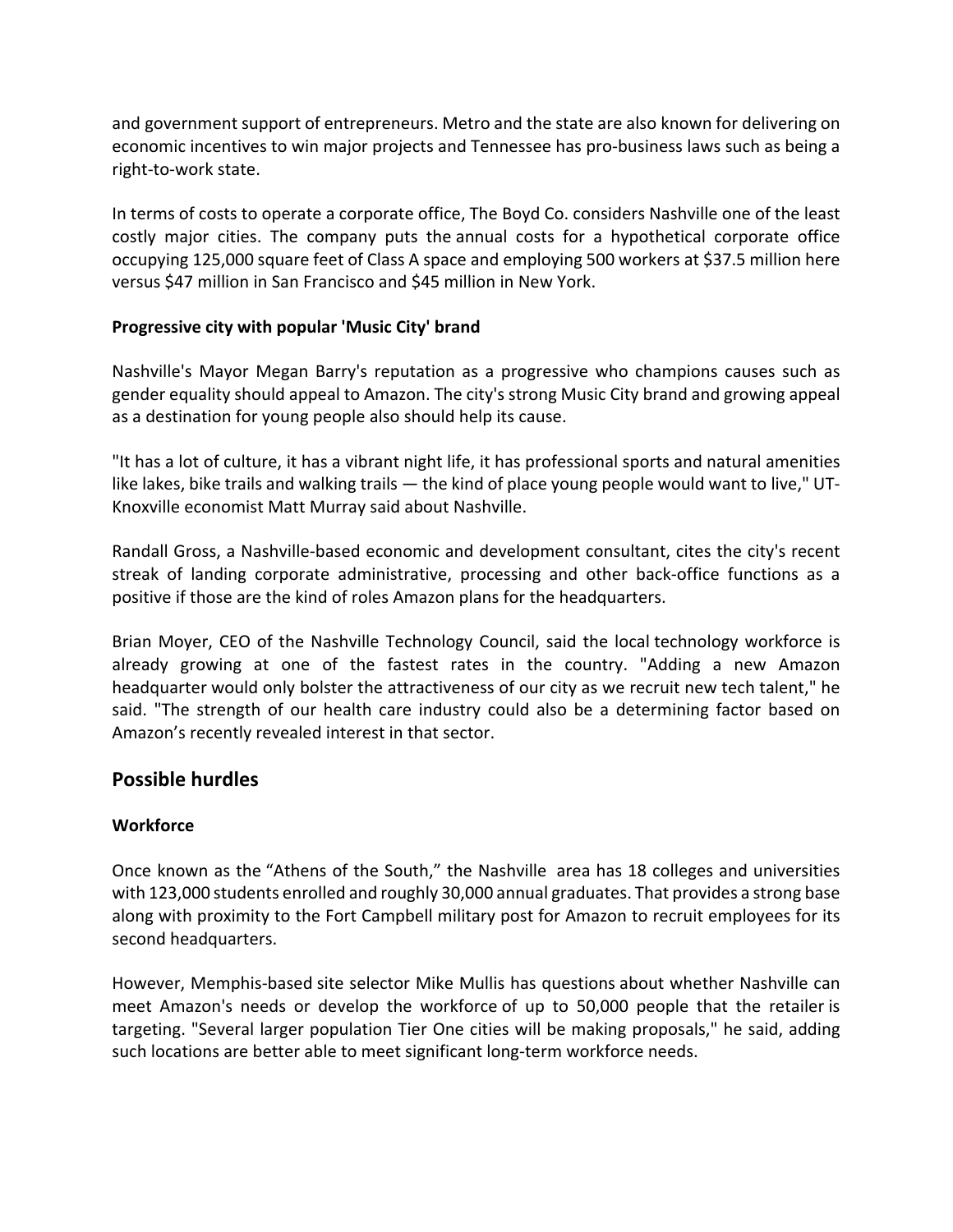and government support of entrepreneurs. Metro and the state are also known for delivering on economic incentives to win major projects and Tennessee has pro-business laws such as being a right-to-work state.

In terms of costs to operate a corporate office, The Boyd Co. considers Nashville one of the least costly major cities. The company puts the annual costs for a hypothetical corporate office occupying 125,000 square feet of Class A space and employing 500 workers at $37.5 million here versus $47 million in San Francisco and $45 million in New York.

**Progressive city with popular 'Music City' brand**

Nashville's Mayor Megan Barry's reputation as a progressive who champions causes such as gender equality should appeal to Amazon. The city's strong Music City brand and growing appeal as a destination for young people also should help its cause.

"It has a lot of culture, it has a vibrant night life, it has professional sports and natural amenities like lakes, bike trails and walking trails — the kind of place young people would want to live," UT-Knoxville economist Matt Murray said about Nashville.

Randall Gross, a Nashville-based economic and development consultant, cites the city's recent streak of landing corporate administrative, processing and other back-office functions as a positive if those are the kind of roles Amazon plans for the headquarters.

Brian Moyer, CEO of the Nashville Technology Council, said the local technology workforce is already growing at one of the fastest rates in the country. "Adding a new Amazon headquarter would only bolster the attractiveness of our city as we recruit new tech talent," he said. "The strength of our health care industry could also be a determining factor based on Amazon's recently revealed interest in that sector.

## Possible hurdles

**Workforce**

Once known as the "Athens of the South," the Nashville area has 18 colleges and universities with 123,000 students enrolled and roughly 30,000 annual graduates. That provides a strong base along with proximity to the Fort Campbell military post for Amazon to recruit employees for its second headquarters.

However, Memphis-based site selector Mike Mullis has questions about whether Nashville can meet Amazon's needs or develop the workforce of up to 50,000 people that the retailer is targeting. "Several larger population Tier One cities will be making proposals," he said, adding such locations are better able to meet significant long-term workforce needs.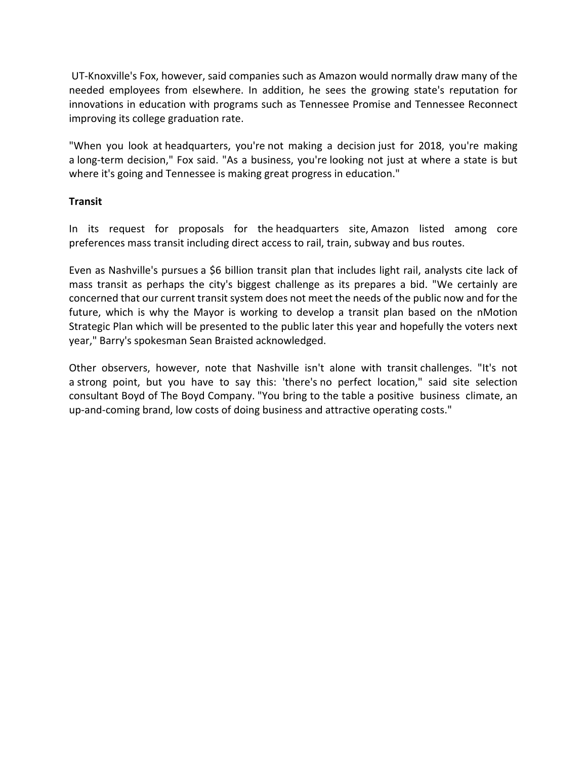UT-Knoxville's Fox, however, said companies such as Amazon would normally draw many of the needed employees from elsewhere. In addition, he sees the growing state's reputation for innovations in education with programs such as Tennessee Promise and Tennessee Reconnect improving its college graduation rate.

"When you look at headquarters, you're not making a decision just for 2018, you're making a long-term decision," Fox said. "As a business, you're looking not just at where a state is but where it's going and Tennessee is making great progress in education."

**Transit**

In its request for proposals for the headquarters site, Amazon listed among core preferences mass transit including direct access to rail, train, subway and bus routes.

Even as Nashville's pursues a $6 billion transit plan that includes light rail, analysts cite lack of mass transit as perhaps the city's biggest challenge as its prepares a bid. "We certainly are concerned that our current transit system does not meet the needs of the public now and for the future, which is why the Mayor is working to develop a transit plan based on the nMotion Strategic Plan which will be presented to the public later this year and hopefully the voters next year," Barry's spokesman Sean Braisted acknowledged.

Other observers, however, note that Nashville isn't alone with transit challenges. "It's not a strong point, but you have to say this: 'there's no perfect location," said site selection consultant Boyd of The Boyd Company. "You bring to the table a positive business climate, an up-and-coming brand, low costs of doing business and attractive operating costs."